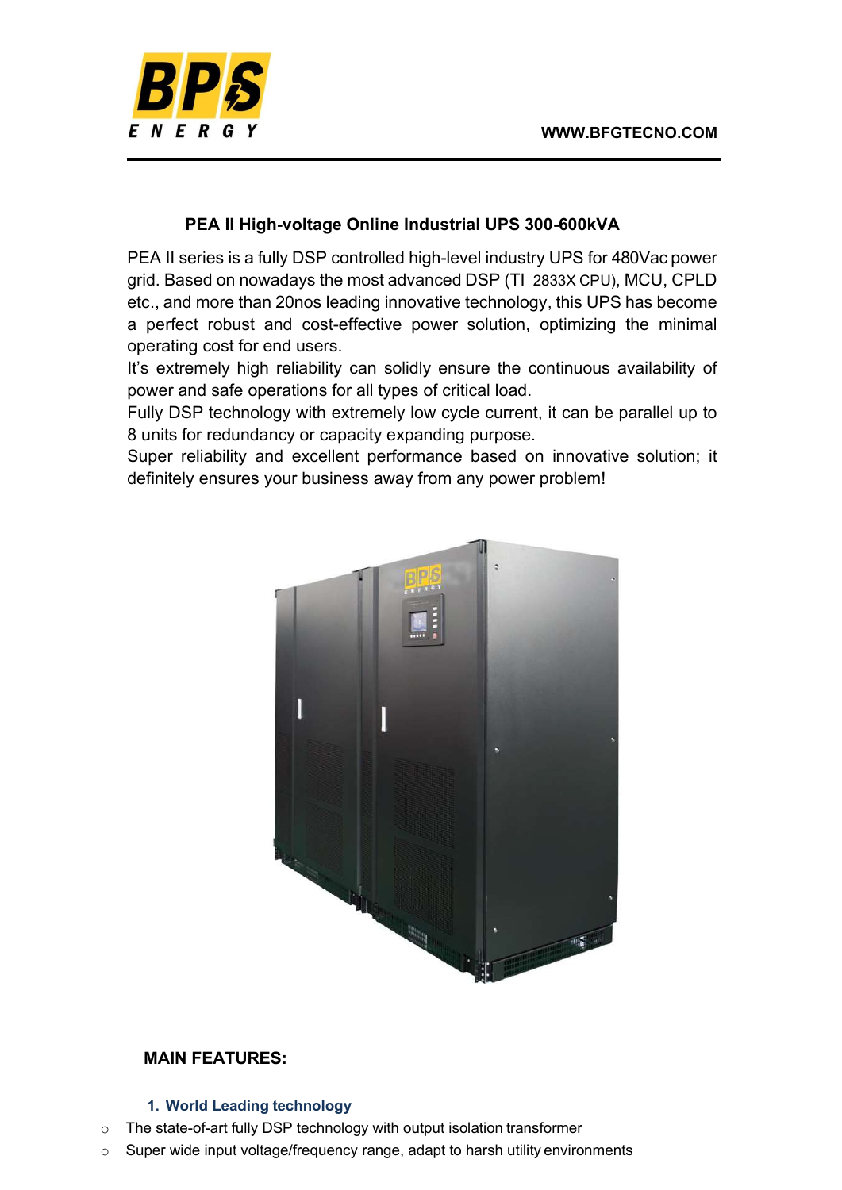# PEA II High-voltage Online Industrial UPS 300-600kVA

PEA II series is a fully DSP controlled high-level industry UPS for 480Vac power grid. Based on nowadays the most advanced DSP (TI 2833X CPU), MCU, CPLD etc., and more than 20nos leading innovative technology, this UPS has become a perfect robust and cost-effective power solution, optimizing the minimal operating cost for end users.

It's extremely high reliability can solidly ensure the continuous availability of power and safe operations for all types of critical load.

Fully DSP technology with extremely low cycle current, it can be parallel up to 8 units for redundancy or capacity expanding purpose.

Super reliability and excellent performance based on innovative solution; it definitely ensures your business away from any power problem!

## MAIN FEATURES:

### 1. World Leading technology

- The state-of-art fully DSP technology with output isolation transformer
- Super wide input voltage/frequency range, adapt to harsh utility environments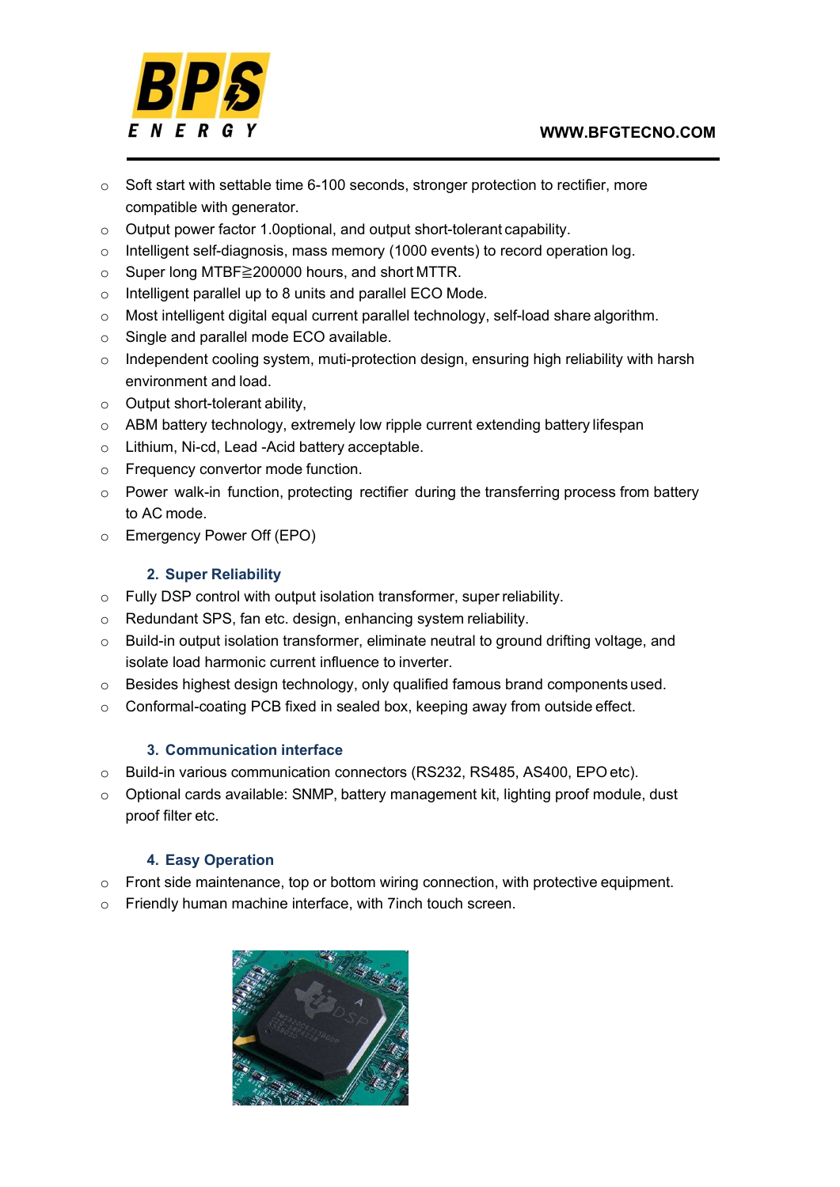- Soft start with settable time 6-100 seconds, stronger protection to rectifier, more compatible with generator.
- Output power factor 1.0optional, and output short-tolerant capability.
- Intelligent self-diagnosis, mass memory (1000 events) to record operation log.
- Super long MTBF≧200000 hours, and short MTTR.
- Intelligent parallel up to 8 units and parallel ECO Mode.
- Most intelligent digital equal current parallel technology, self-load share algorithm.
- Single and parallel mode ECO available.
- Independent cooling system, muti-protection design, ensuring high reliability with harsh environment and load.
- Output short-tolerant ability,
- ABM battery technology, extremely low ripple current extending battery lifespan
- Lithium, Ni-cd, Lead -Acid battery acceptable.
- Frequency convertor mode function.
- Power walk-in function, protecting rectifier during the transferring process from battery to AC mode.
- Emergency Power Off (EPO)

### 2. Super Reliability

- Fully DSP control with output isolation transformer, super reliability.
- Redundant SPS, fan etc. design, enhancing system reliability.
- Build-in output isolation transformer, eliminate neutral to ground drifting voltage, and isolate load harmonic current influence to inverter.
- Besides highest design technology, only qualified famous brand components used.
- Conformal-coating PCB fixed in sealed box, keeping away from outside effect.

### 3. Communication interface

- Build-in various communication connectors (RS232, RS485, AS400, EPO etc).
- Optional cards available: SNMP, battery management kit, lighting proof module, dust proof filter etc.

### 4. Easy Operation

- Front side maintenance, top or bottom wiring connection, with protective equipment.
- Friendly human machine interface, with 7inch touch screen.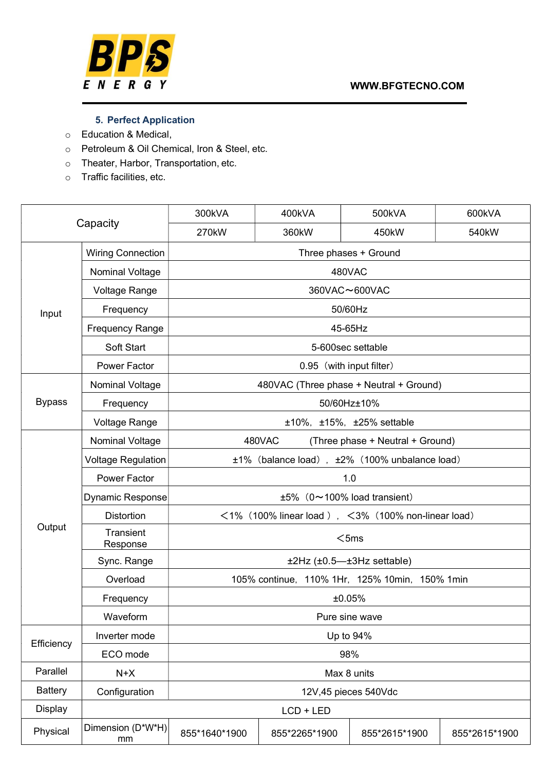### 5. Perfect Application

- Education & Medical,
- Petroleum & Oil Chemical, Iron & Steel, etc.
- Theater, Harbor, Transportation, etc.
- Traffic facilities, etc.

| Capacity | | 300kVA | 400kVA | 500kVA | 600kVA |
|---|---|---|---|---|---|
| | | 270kW | 360kW | 450kW | 540kW |
| Input | Wiring Connection | Three phases + Ground | | | |
| | Nominal Voltage | 480VAC | | | |
| | Voltage Range | 360VAC～600VAC | | | |
| | Frequency | 50/60Hz | | | |
| | Frequency Range | 45-65Hz | | | |
| | Soft Start | 5-600sec settable | | | |
| | Power Factor | 0.95（with input filter） | | | |
| Bypass | Nominal Voltage | 480VAC (Three phase + Neutral + Ground) | | | |
| | Frequency | 50/60Hz±10% | | | |
| | Voltage Range | ±10%，±15%，±25% settable | | | |
| Output | Nominal Voltage | 480VAC (Three phase + Neutral + Ground) | | | |
| | Voltage Regulation | ±1%（balance load），±2%（100% unbalance load） | | | |
| | Power Factor | 1.0 | | | |
| | Dynamic Response | ±5%（0～100% load transient） | | | |
| | Distortion | ＜1%（100% linear load），＜3%（100% non-linear load） | | | |
| | Transient Response | ＜5ms | | | |
| | Sync. Range | ±2Hz (±0.5—±3Hz settable) | | | |
| | Overload | 105% continue，110% 1Hr，125% 10min，150% 1min | | | |
| | Frequency | ±0.05% | | | |
| | Waveform | Pure sine wave | | | |
| Efficiency | Inverter mode | Up to 94% | | | |
| | ECO mode | 98% | | | |
| Parallel | N+X | Max 8 units | | | |
| Battery | Configuration | 12V,45 pieces 540Vdc | | | |
| Display | | LCD + LED | | | |
| Physical | Dimension (D*W*H) mm | 855*1640*1900 | 855*2265*1900 | 855*2615*1900 | 855*2615*1900 |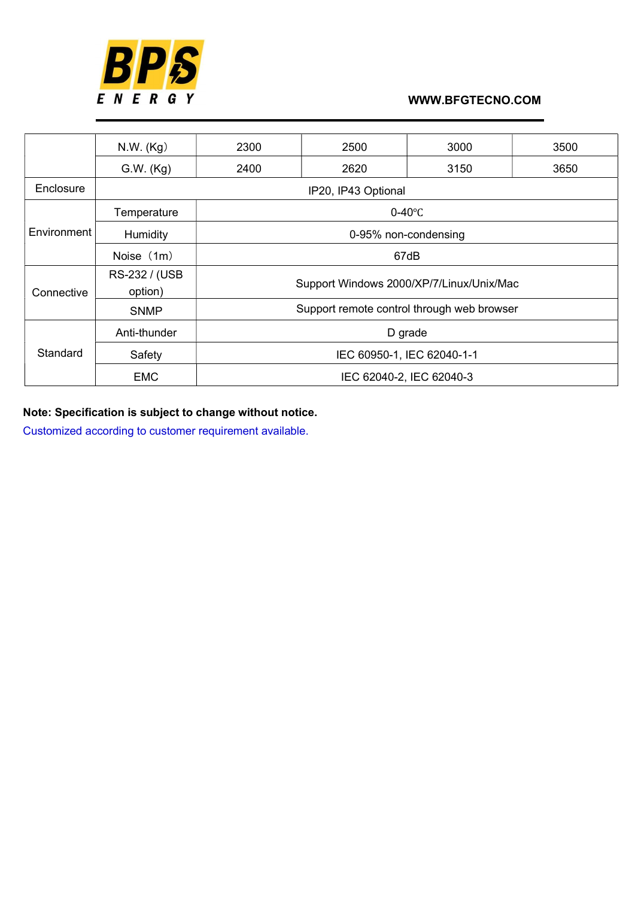| | | | | | |
|---|---|---|---|---|---|
| | N.W. (Kg) | 2300 | 2500 | 3000 | 3500 |
| | G.W. (Kg) | 2400 | 2620 | 3150 | 3650 |
| Enclosure | IP20, IP43 Optional | | | | |
| Environment | Temperature | 0-40℃ | | | |
| | Humidity | 0-95% non-condensing | | | |
| | Noise（1m） | 67dB | | | |
| Connective | RS-232 / (USB option) | Support Windows 2000/XP/7/Linux/Unix/Mac | | | |
| | SNMP | Support remote control through web browser | | | |
| Standard | Anti-thunder | D grade | | | |
| | Safety | IEC 60950-1, IEC 62040-1-1 | | | |
| | EMC | IEC 62040-2, IEC 62040-3 | | | |

**Note: Specification is subject to change without notice.**

Customized according to customer requirement available.